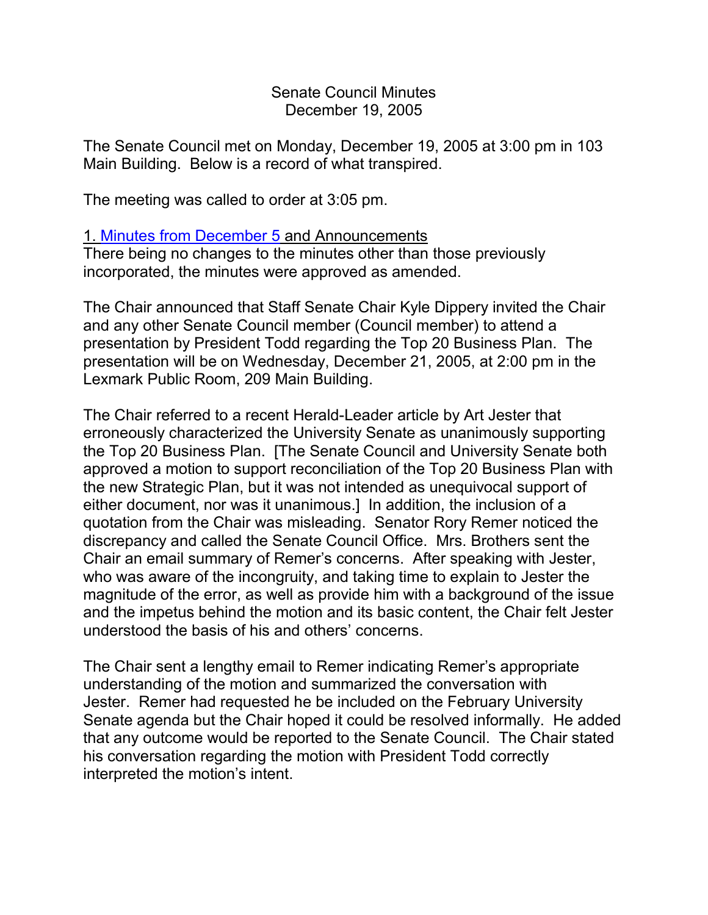# Senate Council Minutes
## December 19, 2005

The Senate Council met on Monday, December 19, 2005 at 3:00 pm in 103 Main Building. Below is a record of what transpired.

The meeting was called to order at 3:05 pm.

### 1. Minutes from December 5 and Announcements

There being no changes to the minutes other than those previously incorporated, the minutes were approved as amended.

The Chair announced that Staff Senate Chair Kyle Dippery invited the Chair and any other Senate Council member (Council member) to attend a presentation by President Todd regarding the Top 20 Business Plan. The presentation will be on Wednesday, December 21, 2005, at 2:00 pm in the Lexmark Public Room, 209 Main Building.

The Chair referred to a recent Herald-Leader article by Art Jester that erroneously characterized the University Senate as unanimously supporting the Top 20 Business Plan. [The Senate Council and University Senate both approved a motion to support reconciliation of the Top 20 Business Plan with the new Strategic Plan, but it was not intended as unequivocal support of either document, nor was it unanimous.] In addition, the inclusion of a quotation from the Chair was misleading. Senator Rory Remer noticed the discrepancy and called the Senate Council Office. Mrs. Brothers sent the Chair an email summary of Remer's concerns. After speaking with Jester, who was aware of the incongruity, and taking time to explain to Jester the magnitude of the error, as well as provide him with a background of the issue and the impetus behind the motion and its basic content, the Chair felt Jester understood the basis of his and others' concerns.

The Chair sent a lengthy email to Remer indicating Remer's appropriate understanding of the motion and summarized the conversation with Jester. Remer had requested he be included on the February University Senate agenda but the Chair hoped it could be resolved informally. He added that any outcome would be reported to the Senate Council. The Chair stated his conversation regarding the motion with President Todd correctly interpreted the motion's intent.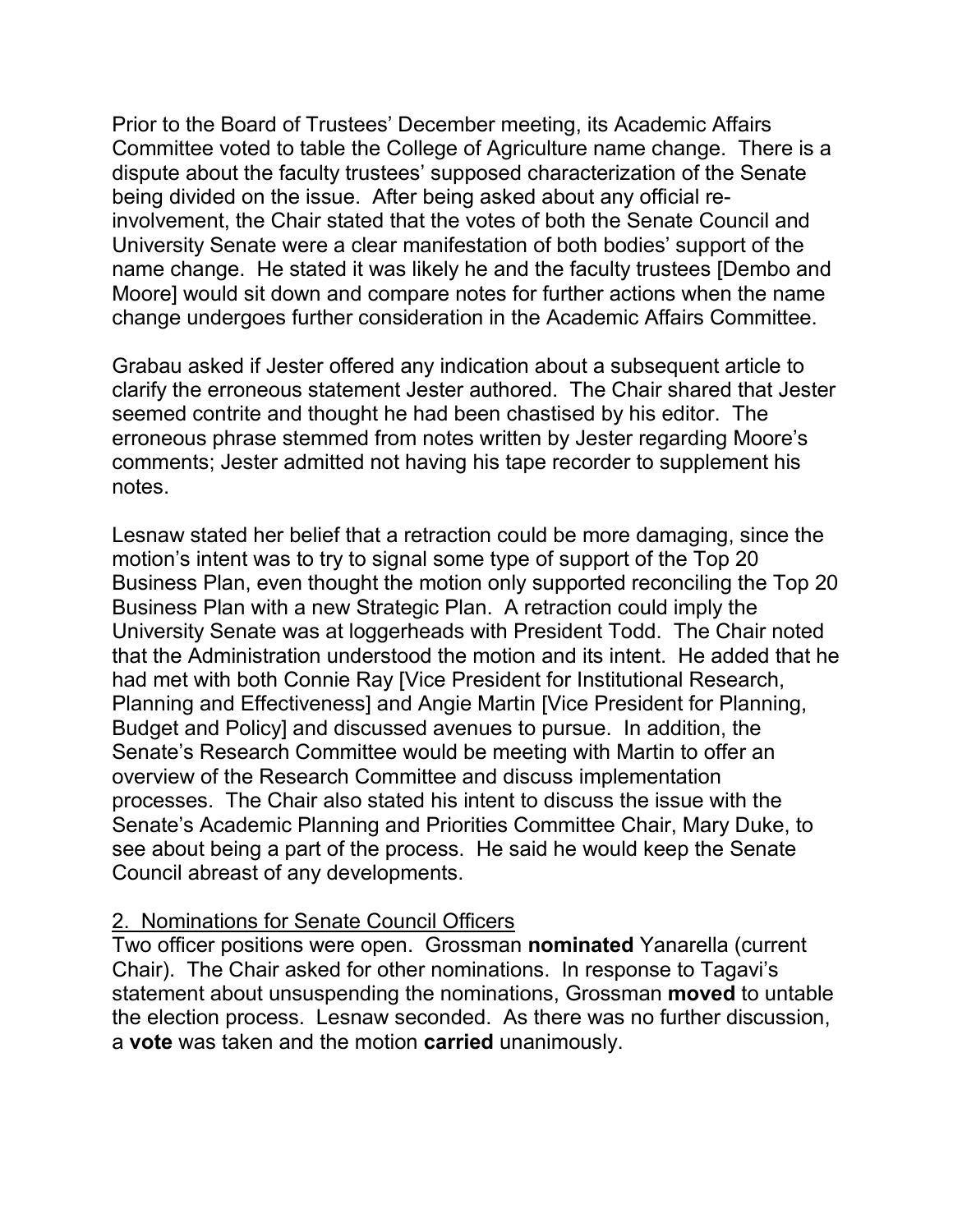Prior to the Board of Trustees' December meeting, its Academic Affairs Committee voted to table the College of Agriculture name change. There is a dispute about the faculty trustees' supposed characterization of the Senate being divided on the issue. After being asked about any official re-involvement, the Chair stated that the votes of both the Senate Council and University Senate were a clear manifestation of both bodies' support of the name change. He stated it was likely he and the faculty trustees [Dembo and Moore] would sit down and compare notes for further actions when the name change undergoes further consideration in the Academic Affairs Committee.

Grabau asked if Jester offered any indication about a subsequent article to clarify the erroneous statement Jester authored. The Chair shared that Jester seemed contrite and thought he had been chastised by his editor. The erroneous phrase stemmed from notes written by Jester regarding Moore's comments; Jester admitted not having his tape recorder to supplement his notes.

Lesnaw stated her belief that a retraction could be more damaging, since the motion's intent was to try to signal some type of support of the Top 20 Business Plan, even thought the motion only supported reconciling the Top 20 Business Plan with a new Strategic Plan. A retraction could imply the University Senate was at loggerheads with President Todd. The Chair noted that the Administration understood the motion and its intent. He added that he had met with both Connie Ray [Vice President for Institutional Research, Planning and Effectiveness] and Angie Martin [Vice President for Planning, Budget and Policy] and discussed avenues to pursue. In addition, the Senate's Research Committee would be meeting with Martin to offer an overview of the Research Committee and discuss implementation processes. The Chair also stated his intent to discuss the issue with the Senate's Academic Planning and Priorities Committee Chair, Mary Duke, to see about being a part of the process. He said he would keep the Senate Council abreast of any developments.

2. Nominations for Senate Council Officers

Two officer positions were open. Grossman **nominated** Yanarella (current Chair). The Chair asked for other nominations. In response to Tagavi's statement about unsuspending the nominations, Grossman **moved** to untable the election process. Lesnaw seconded. As there was no further discussion, a **vote** was taken and the motion **carried** unanimously.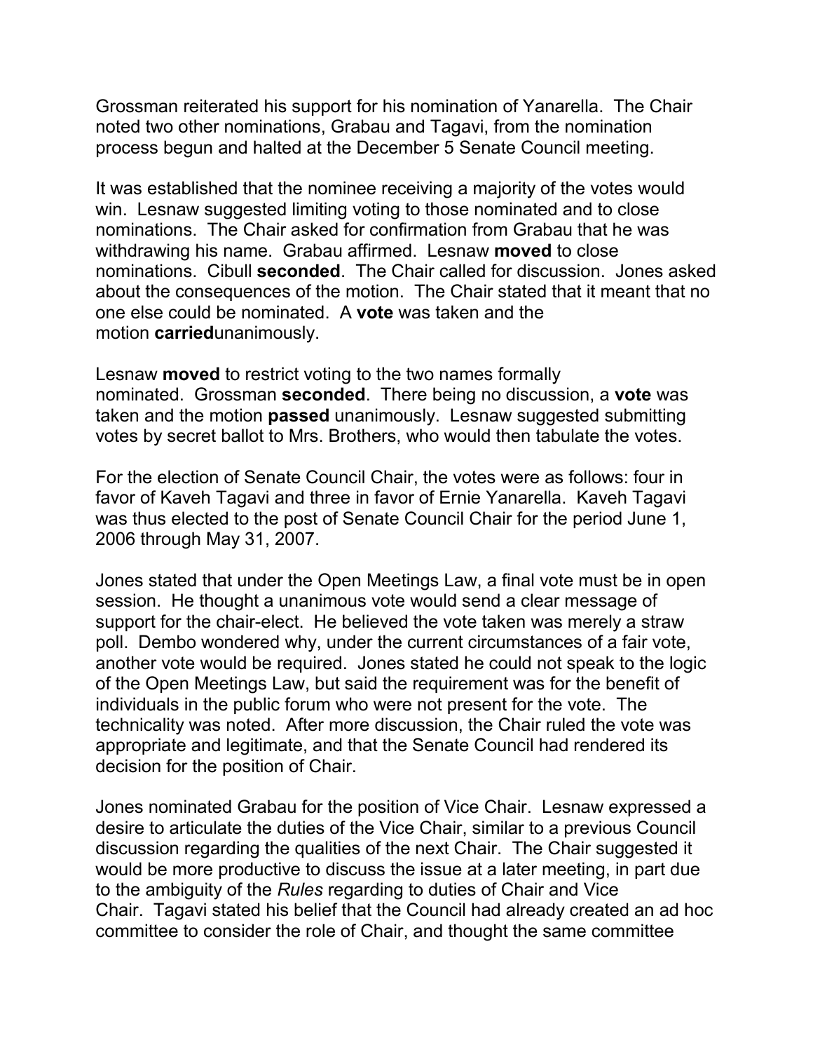Grossman reiterated his support for his nomination of Yanarella. The Chair noted two other nominations, Grabau and Tagavi, from the nomination process begun and halted at the December 5 Senate Council meeting.

It was established that the nominee receiving a majority of the votes would win. Lesnaw suggested limiting voting to those nominated and to close nominations. The Chair asked for confirmation from Grabau that he was withdrawing his name. Grabau affirmed. Lesnaw **moved** to close nominations. Cibull **seconded**. The Chair called for discussion. Jones asked about the consequences of the motion. The Chair stated that it meant that no one else could be nominated. A **vote** was taken and the motion **carried**unanimously.

Lesnaw **moved** to restrict voting to the two names formally nominated. Grossman **seconded**. There being no discussion, a **vote** was taken and the motion **passed** unanimously. Lesnaw suggested submitting votes by secret ballot to Mrs. Brothers, who would then tabulate the votes.

For the election of Senate Council Chair, the votes were as follows: four in favor of Kaveh Tagavi and three in favor of Ernie Yanarella. Kaveh Tagavi was thus elected to the post of Senate Council Chair for the period June 1, 2006 through May 31, 2007.

Jones stated that under the Open Meetings Law, a final vote must be in open session. He thought a unanimous vote would send a clear message of support for the chair-elect. He believed the vote taken was merely a straw poll. Dembo wondered why, under the current circumstances of a fair vote, another vote would be required. Jones stated he could not speak to the logic of the Open Meetings Law, but said the requirement was for the benefit of individuals in the public forum who were not present for the vote. The technicality was noted. After more discussion, the Chair ruled the vote was appropriate and legitimate, and that the Senate Council had rendered its decision for the position of Chair.

Jones nominated Grabau for the position of Vice Chair. Lesnaw expressed a desire to articulate the duties of the Vice Chair, similar to a previous Council discussion regarding the qualities of the next Chair. The Chair suggested it would be more productive to discuss the issue at a later meeting, in part due to the ambiguity of the *Rules* regarding to duties of Chair and Vice Chair. Tagavi stated his belief that the Council had already created an ad hoc committee to consider the role of Chair, and thought the same committee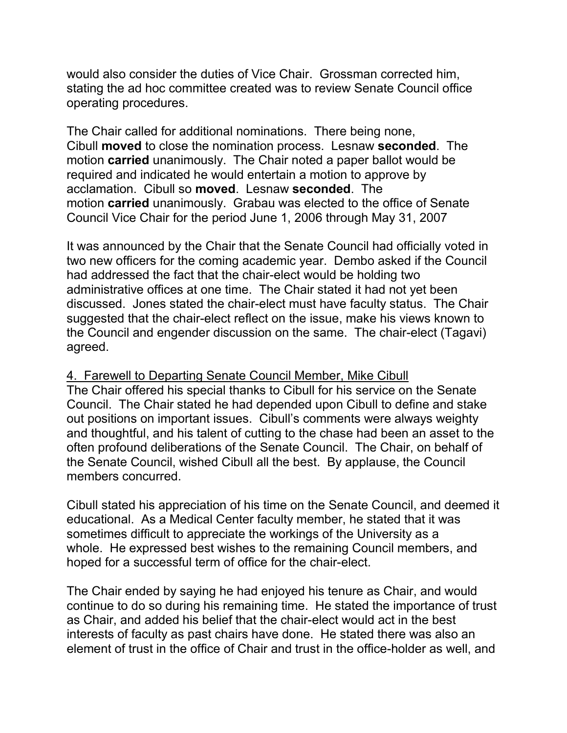would also consider the duties of Vice Chair. Grossman corrected him, stating the ad hoc committee created was to review Senate Council office operating procedures.

The Chair called for additional nominations. There being none, Cibull **moved** to close the nomination process. Lesnaw **seconded**. The motion **carried** unanimously. The Chair noted a paper ballot would be required and indicated he would entertain a motion to approve by acclamation. Cibull so **moved**. Lesnaw **seconded**. The motion **carried** unanimously. Grabau was elected to the office of Senate Council Vice Chair for the period June 1, 2006 through May 31, 2007

It was announced by the Chair that the Senate Council had officially voted in two new officers for the coming academic year. Dembo asked if the Council had addressed the fact that the chair-elect would be holding two administrative offices at one time. The Chair stated it had not yet been discussed. Jones stated the chair-elect must have faculty status. The Chair suggested that the chair-elect reflect on the issue, make his views known to the Council and engender discussion on the same. The chair-elect (Tagavi) agreed.

4. Farewell to Departing Senate Council Member, Mike Cibull

The Chair offered his special thanks to Cibull for his service on the Senate Council. The Chair stated he had depended upon Cibull to define and stake out positions on important issues. Cibull's comments were always weighty and thoughtful, and his talent of cutting to the chase had been an asset to the often profound deliberations of the Senate Council. The Chair, on behalf of the Senate Council, wished Cibull all the best. By applause, the Council members concurred.

Cibull stated his appreciation of his time on the Senate Council, and deemed it educational. As a Medical Center faculty member, he stated that it was sometimes difficult to appreciate the workings of the University as a whole. He expressed best wishes to the remaining Council members, and hoped for a successful term of office for the chair-elect.

The Chair ended by saying he had enjoyed his tenure as Chair, and would continue to do so during his remaining time. He stated the importance of trust as Chair, and added his belief that the chair-elect would act in the best interests of faculty as past chairs have done. He stated there was also an element of trust in the office of Chair and trust in the office-holder as well, and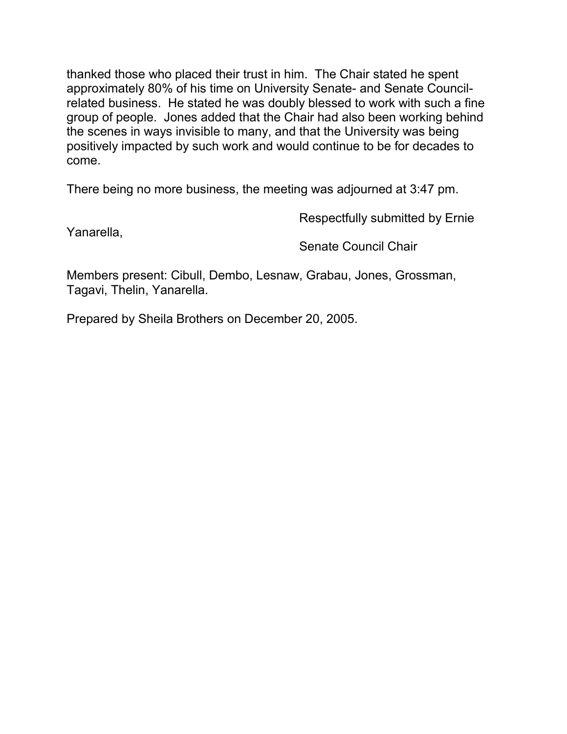thanked those who placed their trust in him. The Chair stated he spent approximately 80% of his time on University Senate- and Senate Council-related business. He stated he was doubly blessed to work with such a fine group of people. Jones added that the Chair had also been working behind the scenes in ways invisible to many, and that the University was being positively impacted by such work and would continue to be for decades to come.

There being no more business, the meeting was adjourned at 3:47 pm.

Respectfully submitted by Ernie Yanarella,

Senate Council Chair

Members present: Cibull, Dembo, Lesnaw, Grabau, Jones, Grossman, Tagavi, Thelin, Yanarella.

Prepared by Sheila Brothers on December 20, 2005.